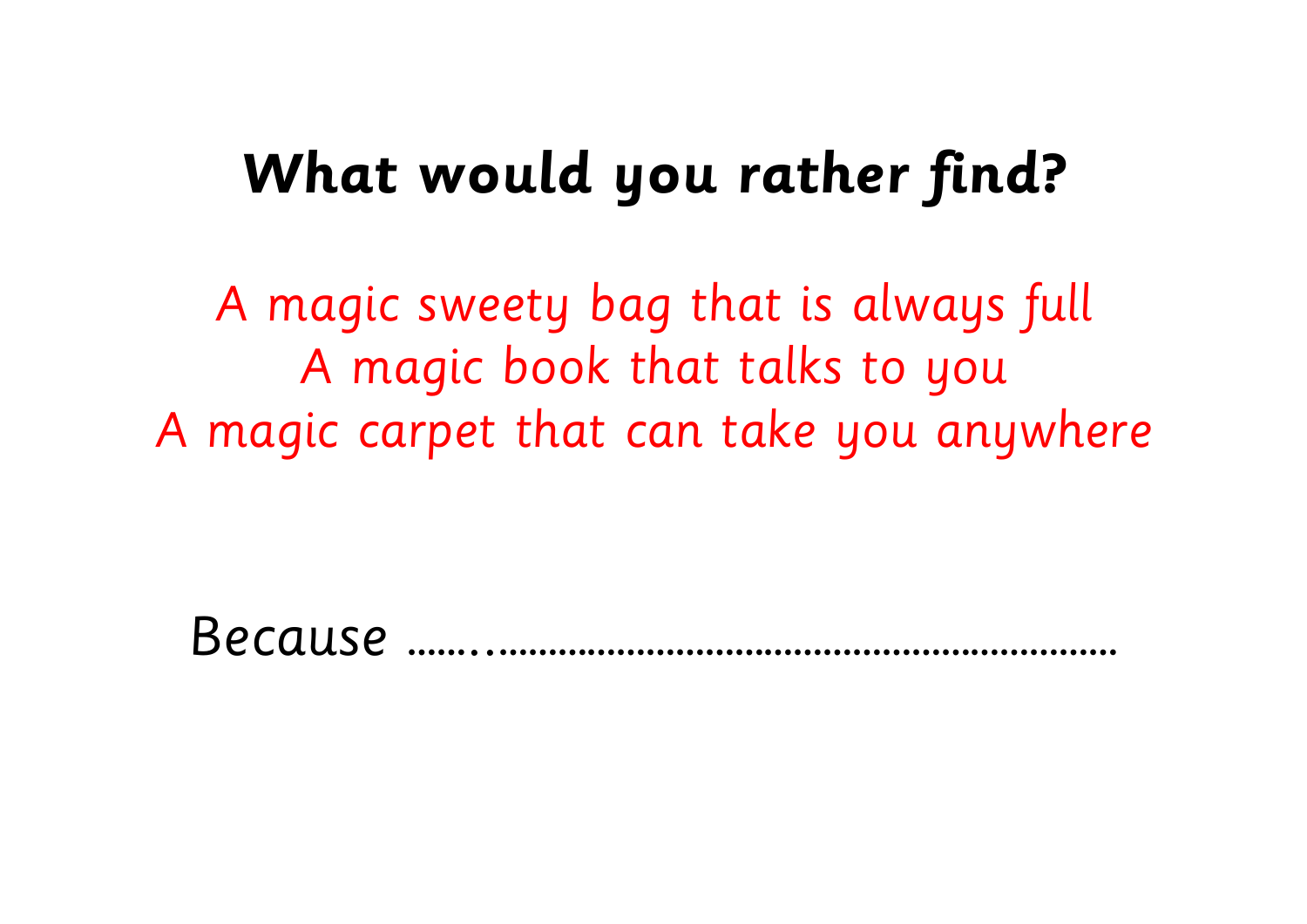# What would you rather find?

A magic sweety bag that is always full
A magic book that talks to you
A magic carpet that can take you anywhere

Because ...........................................................................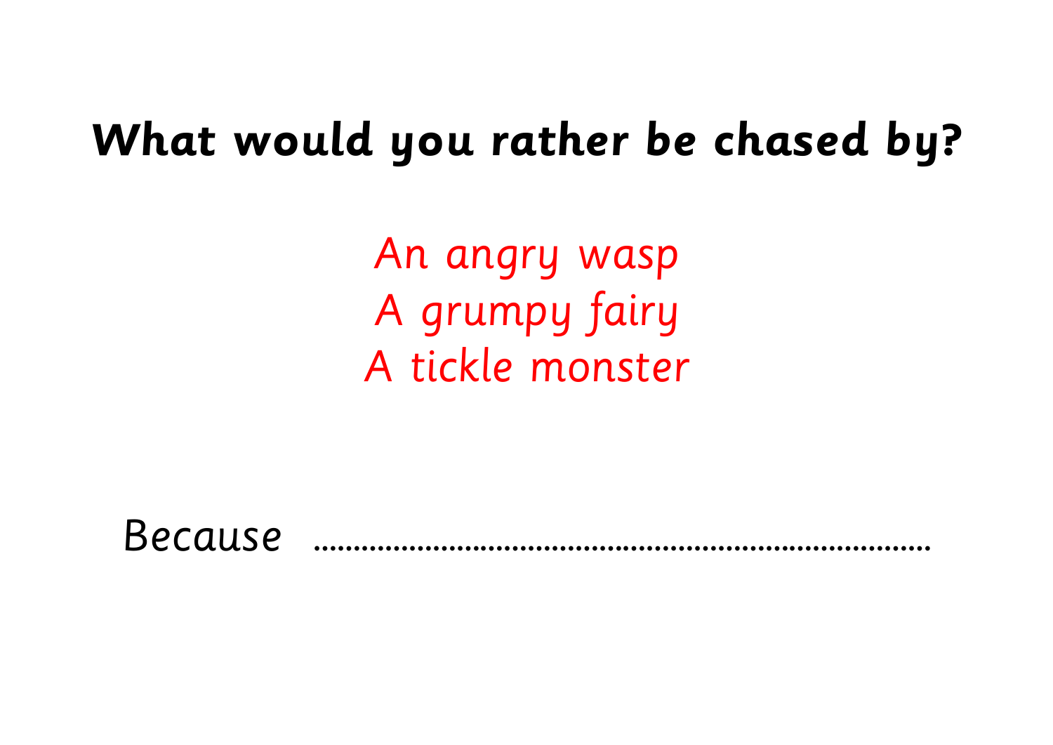# What would you rather be chased by?

*An angry wasp*
*A grumpy fairy*
*A tickle monster*

Because ..........................................................................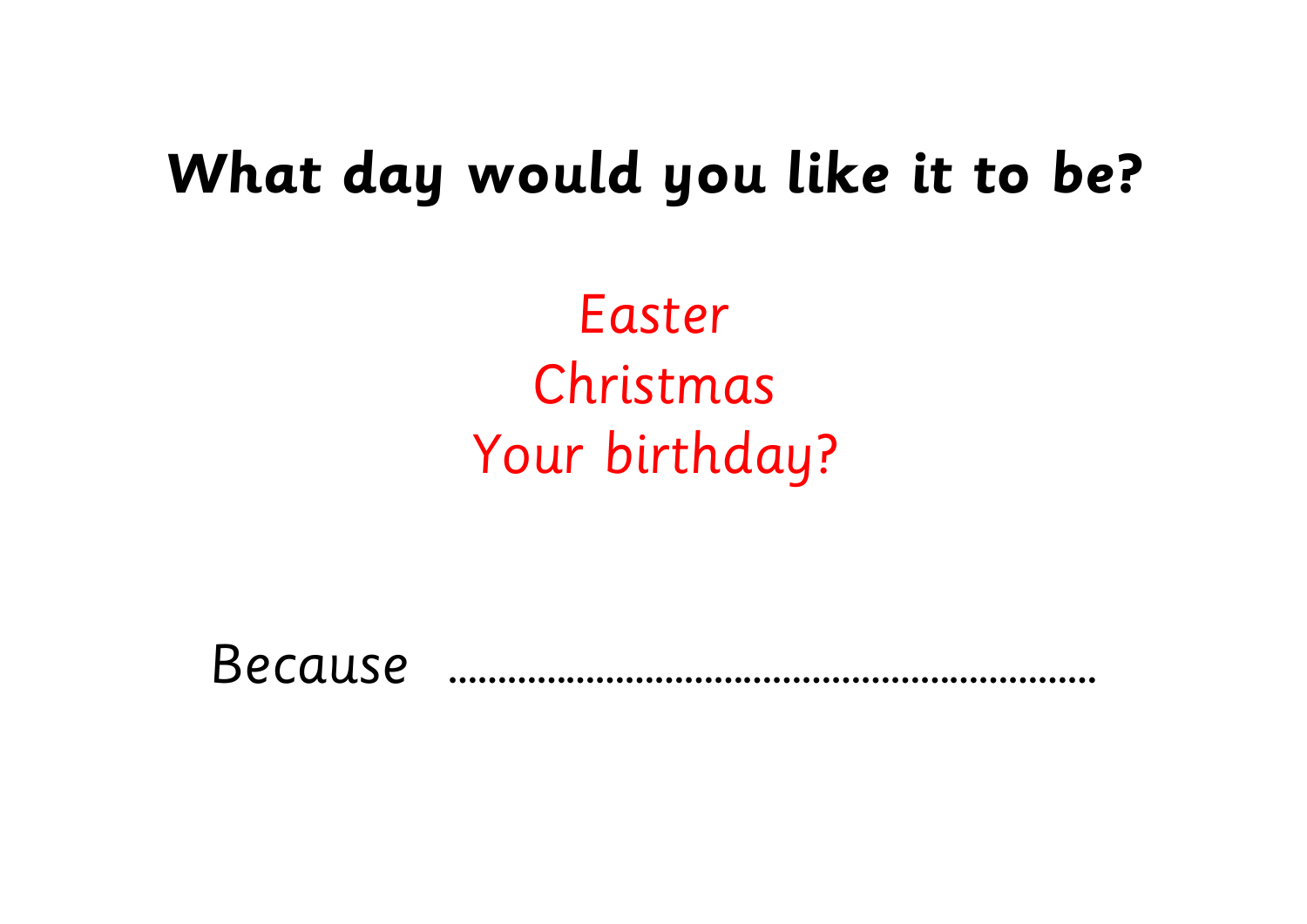# What day would you like it to be?

Easter

Christmas

Your birthday?

Because ..................................................................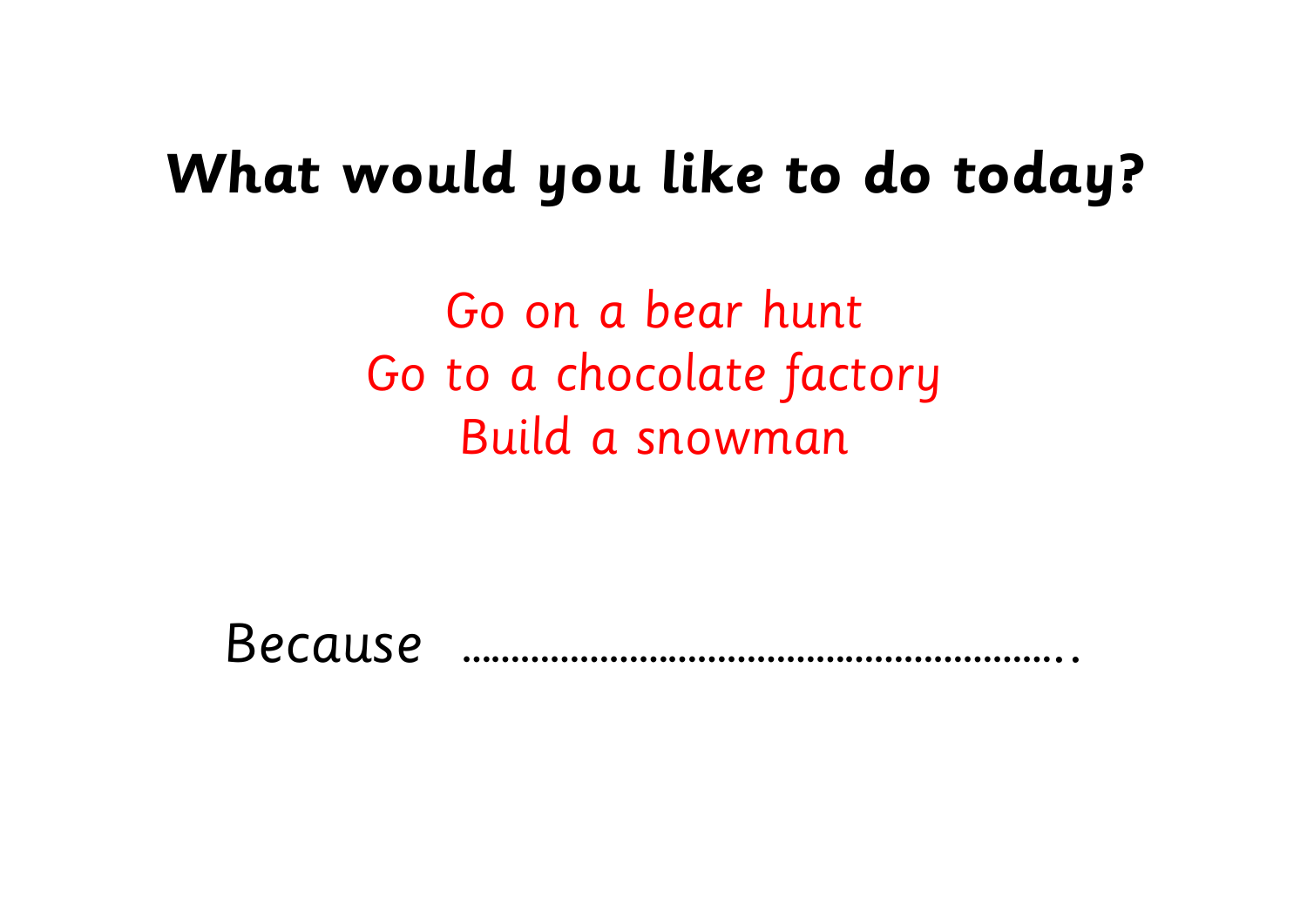# What would you like to do today?

Go on a bear hunt
Go to a chocolate factory
Build a snowman

Because ……………………………………………………..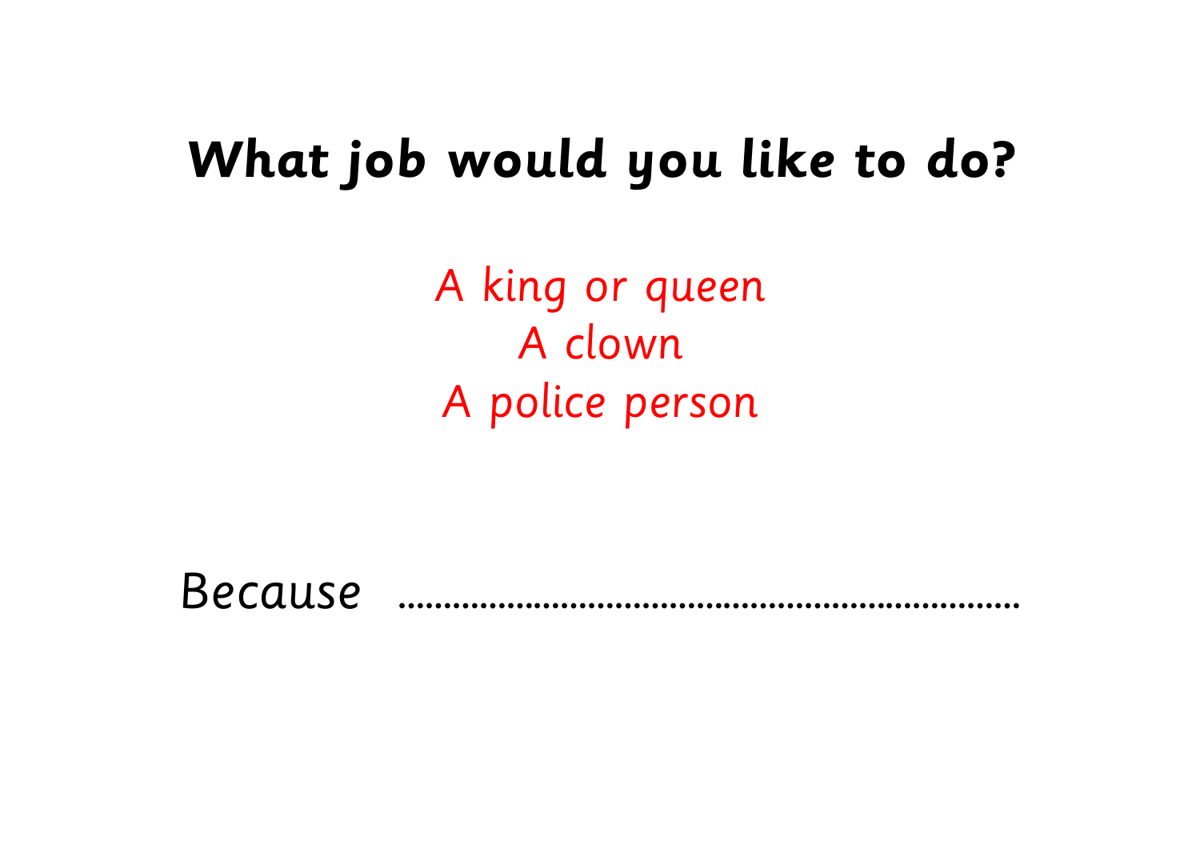# What job would you like to do?

A king or queen
A clown
A police person

Because ..................................................................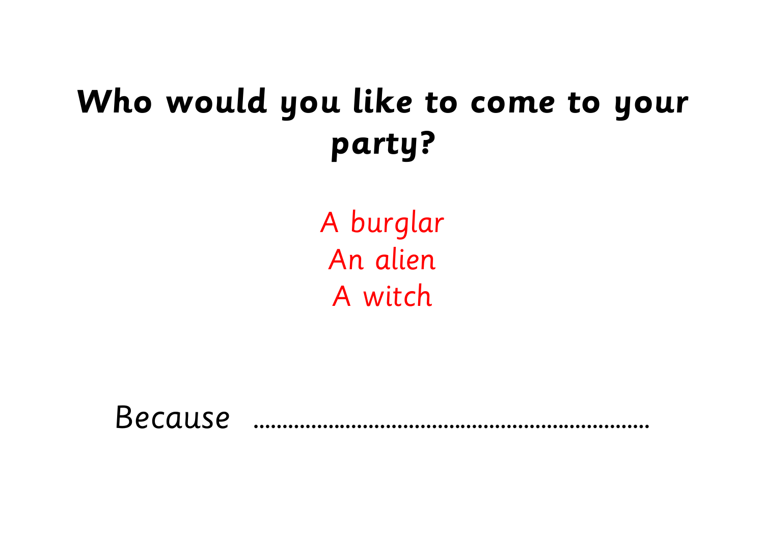# Who would you like to come to your party?

A burglar
An alien
A witch

Because ...................................................................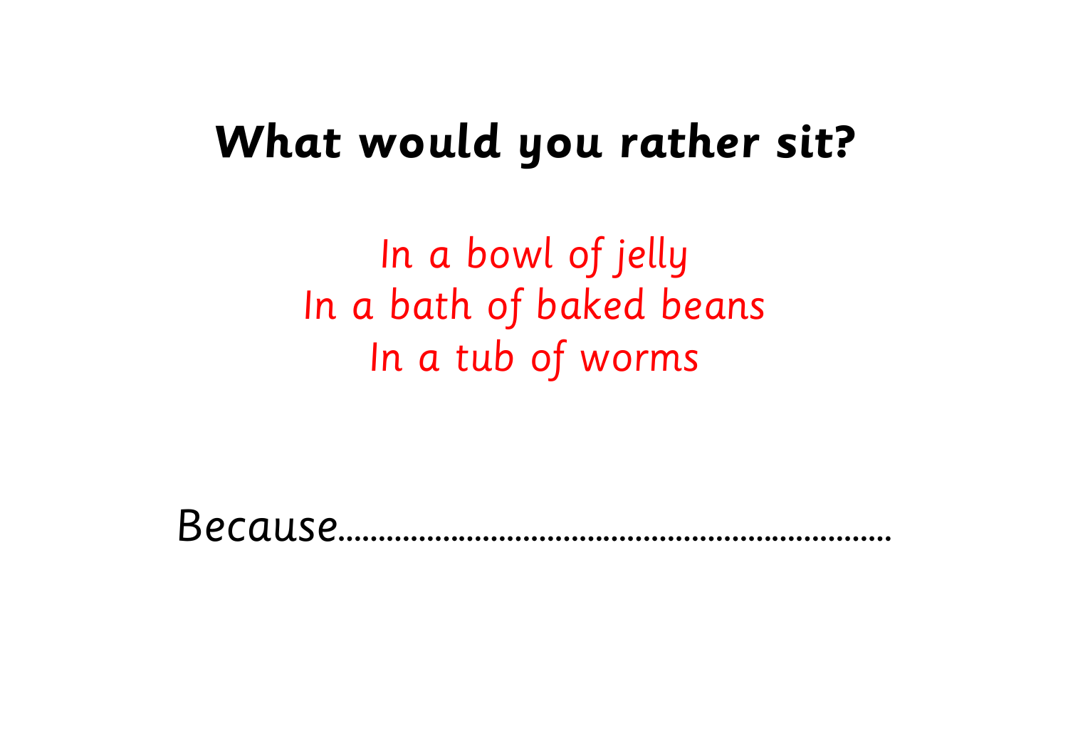# What would you rather sit?

*In a bowl of jelly*
*In a bath of baked beans*
*In a tub of worms*

*Because.................................................................*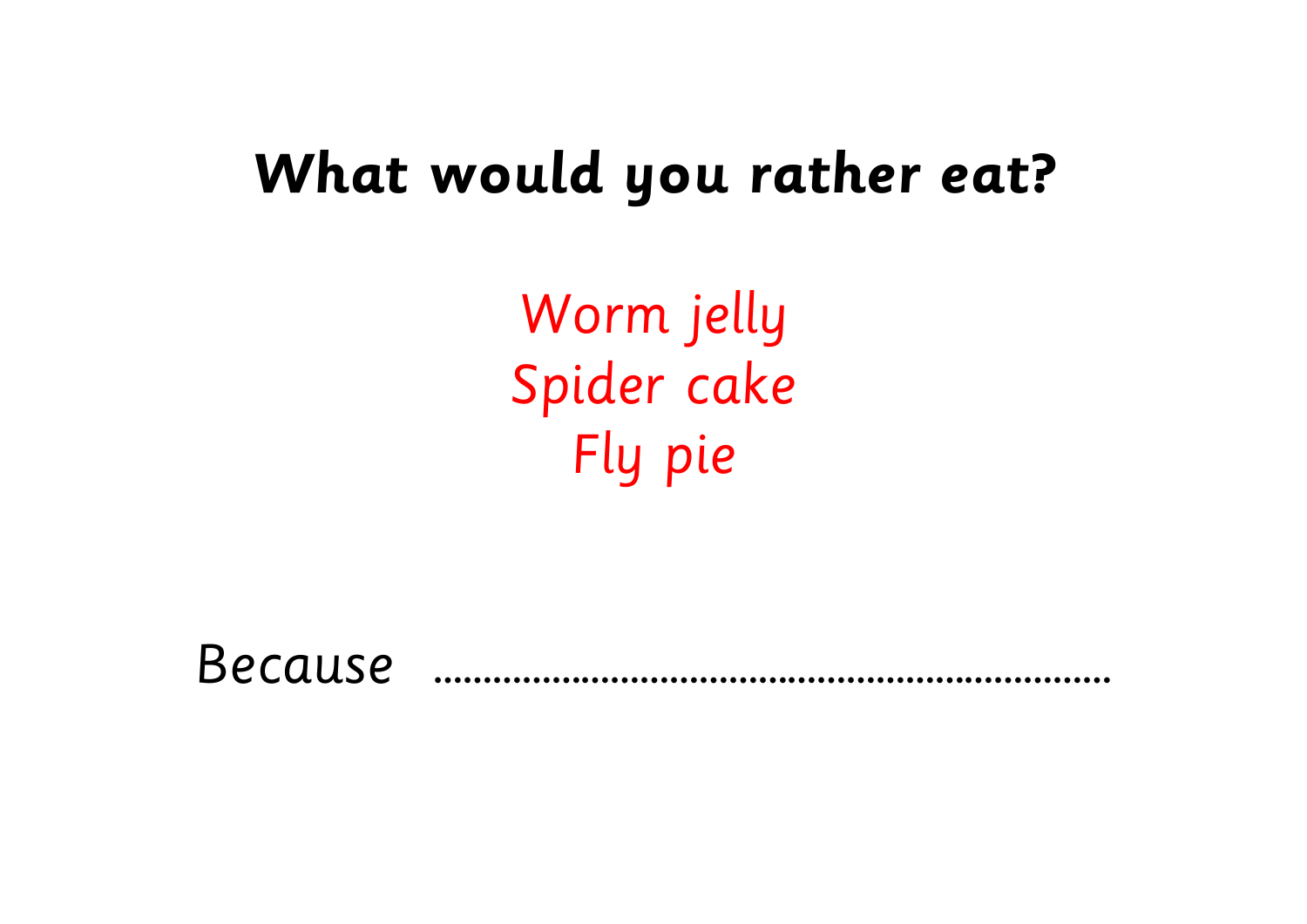# What would you rather eat?

Worm jelly
Spider cake
Fly pie

Because ..........................................................................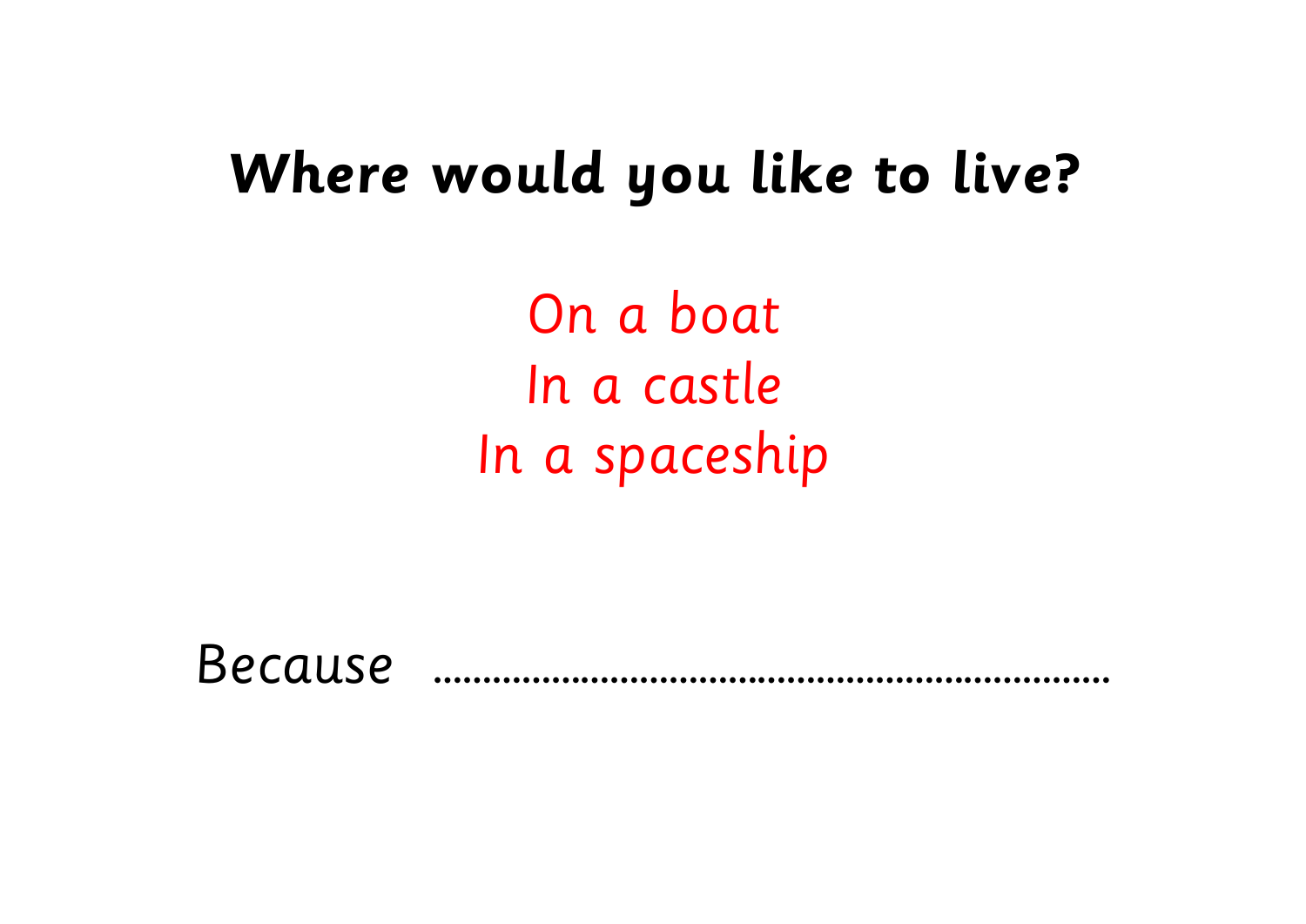# Where would you like to live?

On a boat
In a castle
In a spaceship

Because ..................................................................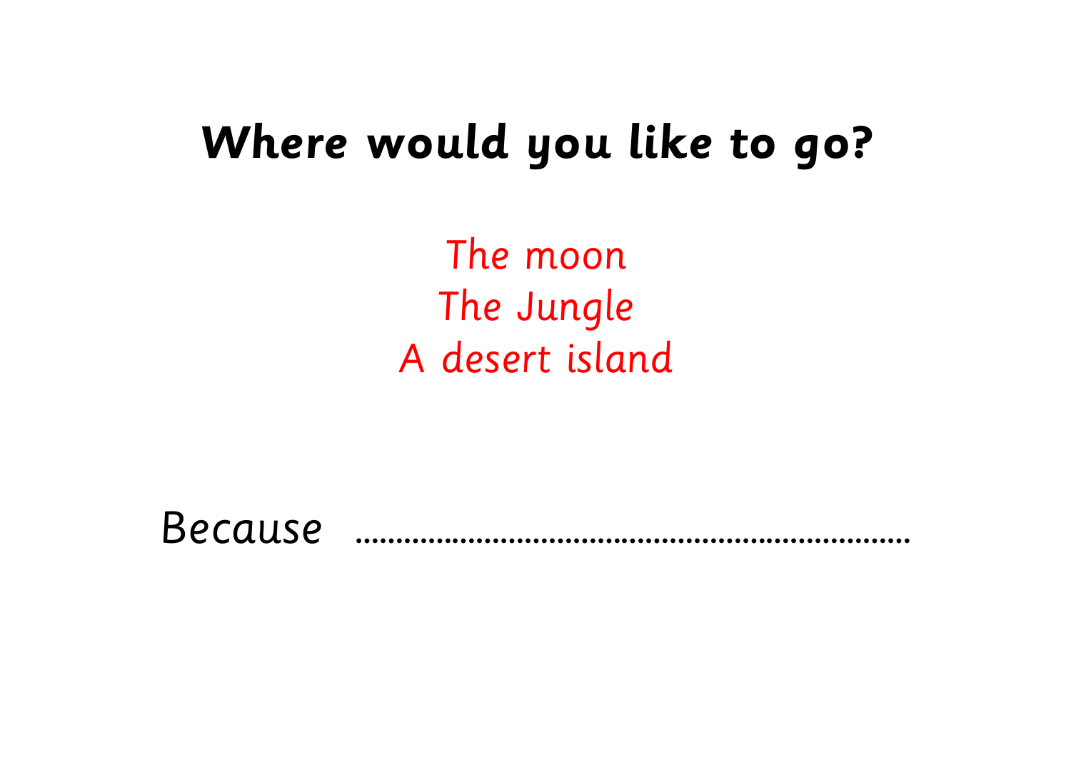# Where would you like to go?

The moon
The Jungle
A desert island

Because ………………………………………………………………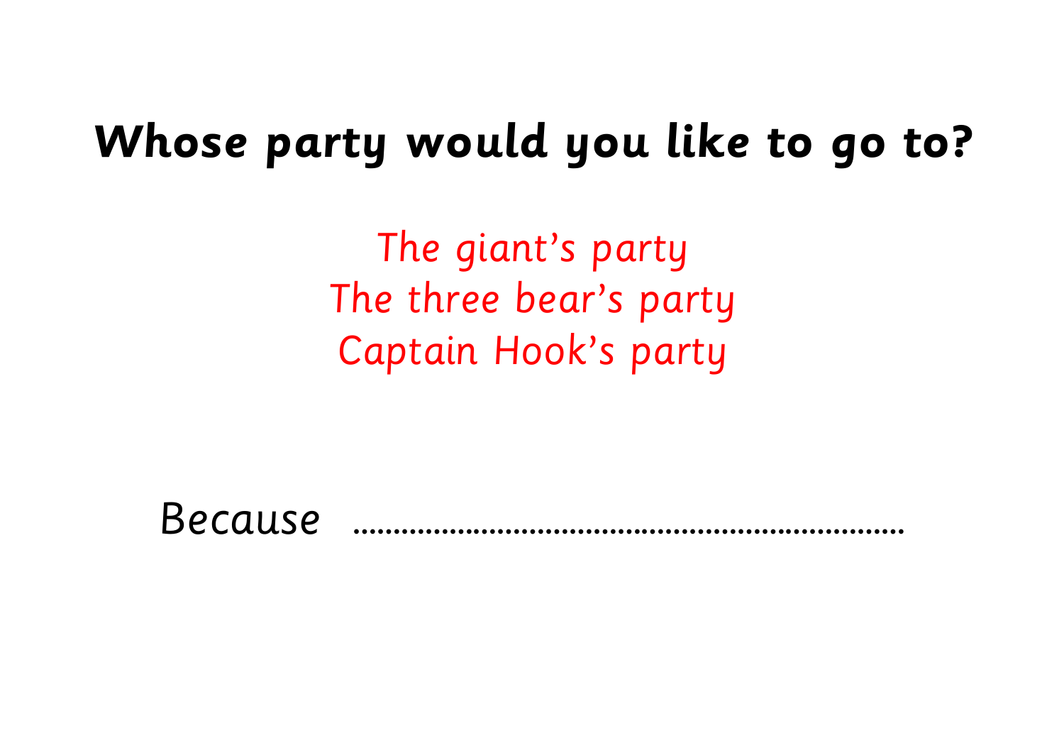# Whose party would you like to go to?

The giant's party
The three bear's party
Captain Hook's party

Because ..................................................................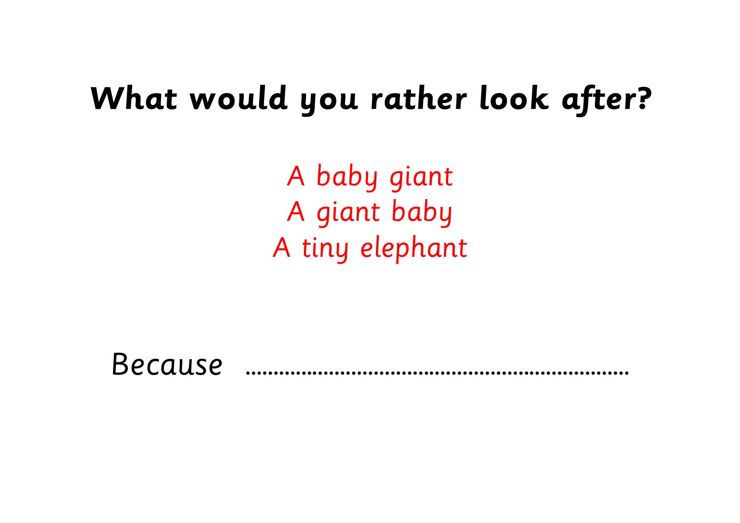# What would you rather look after?

*A baby giant*
*A giant baby*
*A tiny elephant*

*Because* ..........................................................................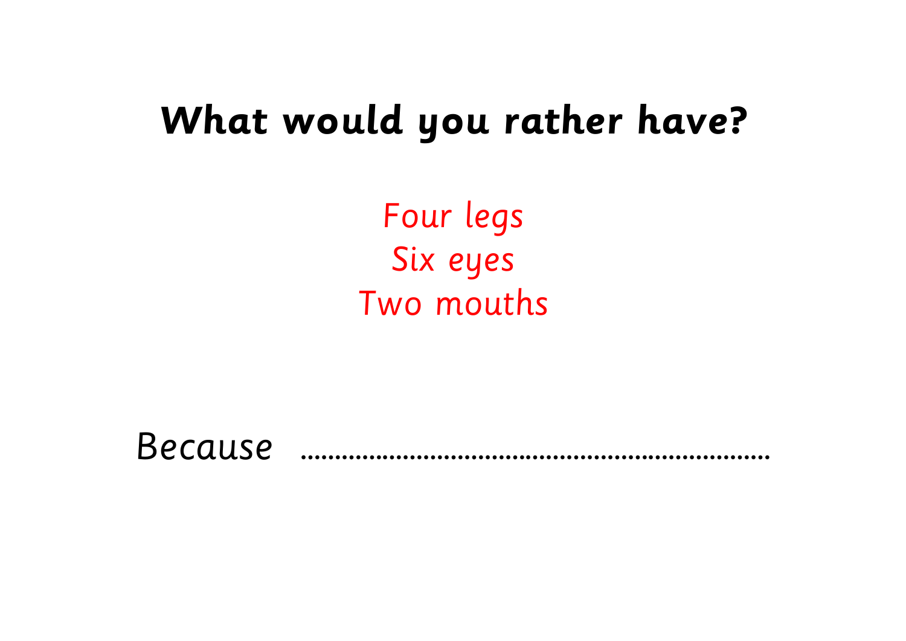# What would you rather have?

Four legs
Six eyes
Two mouths

Because ……………………………………………………………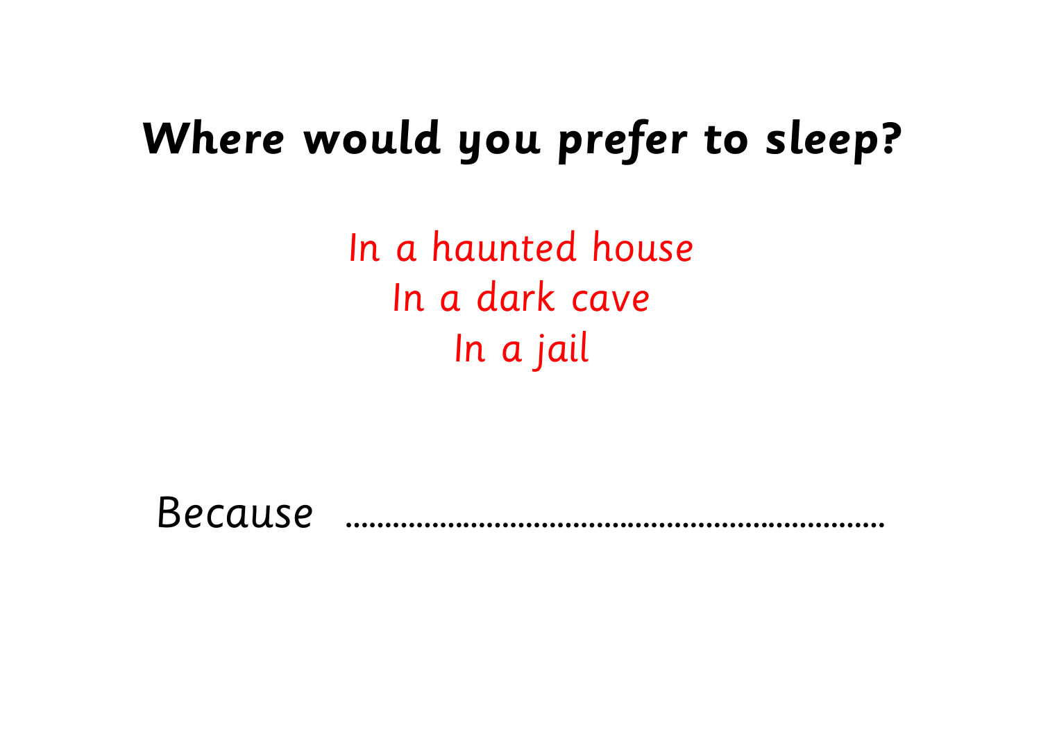# Where would you prefer to sleep?

In a haunted house

In a dark cave

In a jail

Because ..........................................................................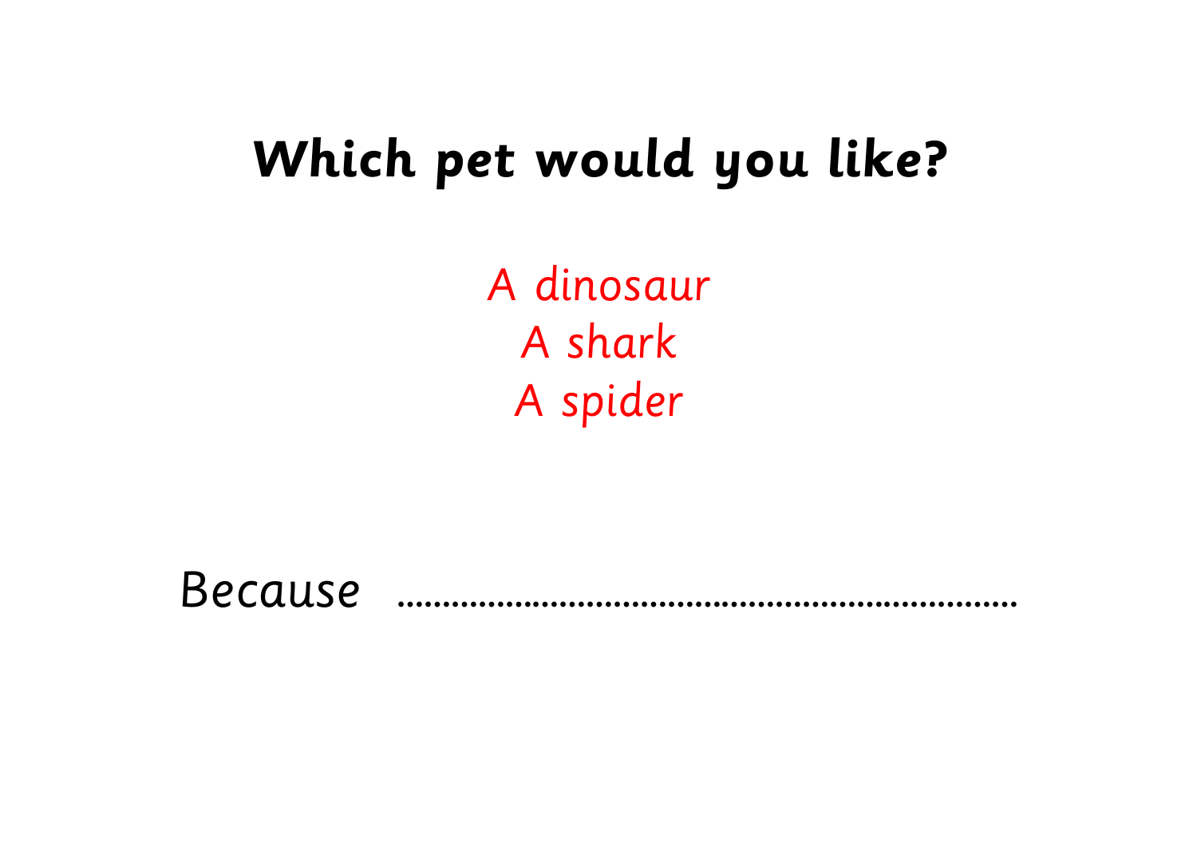# Which pet would you like?

A dinosaur
A shark
A spider

Because ......................................................................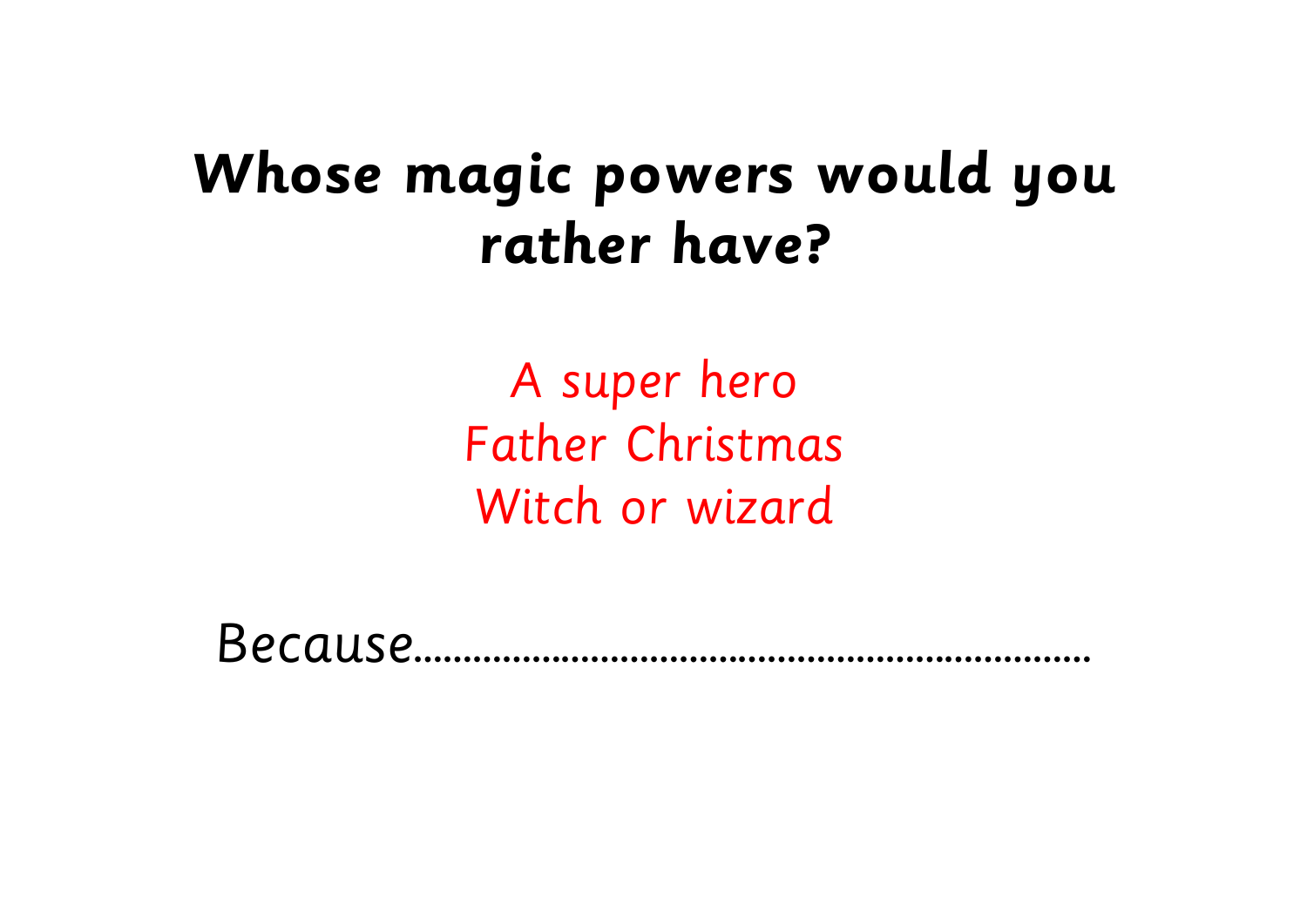# Whose magic powers would you rather have?

A super hero
Father Christmas
Witch or wizard

Because..................................................................